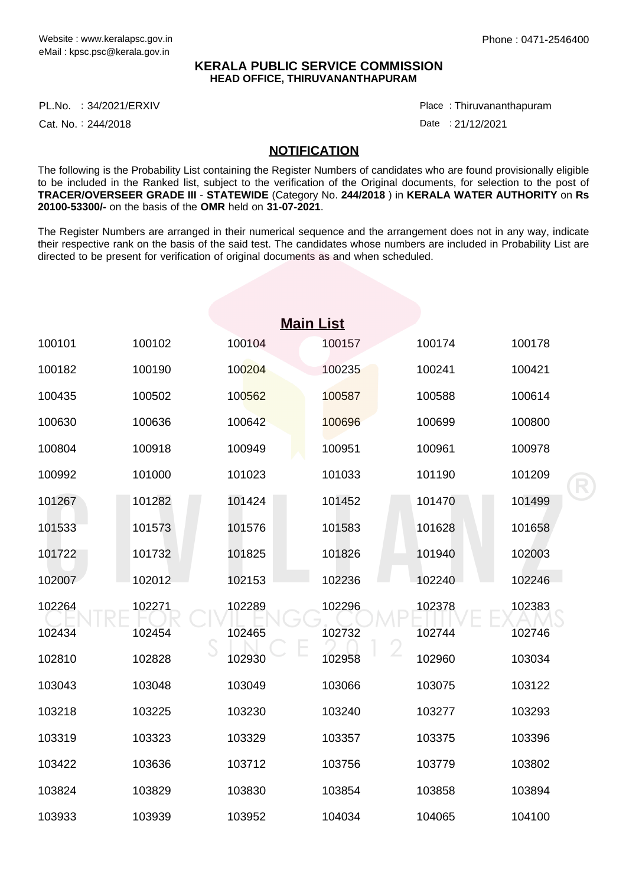Website : www.keralapsc.gov.in
eMail : kpsc.psc@kerala.gov.in

Phone : 0471-2546400

# KERALA PUBLIC SERVICE COMMISSION
## HEAD OFFICE, THIRUVANANTHAPURAM

PL.No. : 34/2021/ERXIV
Cat. No. : 244/2018

Place : Thiruvananthapuram
Date : 21/12/2021

## NOTIFICATION

The following is the Probability List containing the Register Numbers of candidates who are found provisionally eligible to be included in the Ranked list, subject to the verification of the Original documents, for selection to the post of **TRACER/OVERSEER GRADE III** - **STATEWIDE** (Category No. **244/2018** ) in **KERALA WATER AUTHORITY** on **Rs 20100-53300/-** on the basis of the **OMR** held on **31-07-2021**.

The Register Numbers are arranged in their numerical sequence and the arrangement does not in any way, indicate their respective rank on the basis of the said test. The candidates whose numbers are included in Probability List are directed to be present for verification of original documents as and when scheduled.

## Main List

| | | | | | |
|---|---|---|---|---|---|
| 100101 | 100102 | 100104 | 100157 | 100174 | 100178 |
| 100182 | 100190 | 100204 | 100235 | 100241 | 100421 |
| 100435 | 100502 | 100562 | 100587 | 100588 | 100614 |
| 100630 | 100636 | 100642 | 100696 | 100699 | 100800 |
| 100804 | 100918 | 100949 | 100951 | 100961 | 100978 |
| 100992 | 101000 | 101023 | 101033 | 101190 | 101209 |
| 101267 | 101282 | 101424 | 101452 | 101470 | 101499 |
| 101533 | 101573 | 101576 | 101583 | 101628 | 101658 |
| 101722 | 101732 | 101825 | 101826 | 101940 | 102003 |
| 102007 | 102012 | 102153 | 102236 | 102240 | 102246 |
| 102264 | 102271 | 102289 | 102296 | 102378 | 102383 |
| 102434 | 102454 | 102465 | 102732 | 102744 | 102746 |
| 102810 | 102828 | 102930 | 102958 | 102960 | 103034 |
| 103043 | 103048 | 103049 | 103066 | 103075 | 103122 |
| 103218 | 103225 | 103230 | 103240 | 103277 | 103293 |
| 103319 | 103323 | 103329 | 103357 | 103375 | 103396 |
| 103422 | 103636 | 103712 | 103756 | 103779 | 103802 |
| 103824 | 103829 | 103830 | 103854 | 103858 | 103894 |
| 103933 | 103939 | 103952 | 104034 | 104065 | 104100 |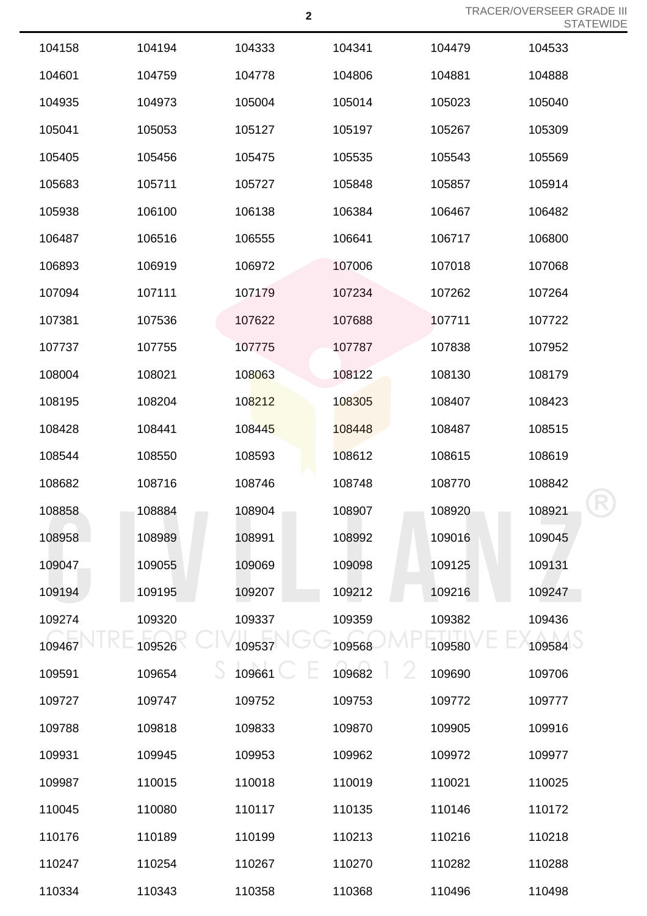| | | | | | |
|---|---|---|---|---|---|
| 104158 | 104194 | 104333 | 104341 | 104479 | 104533 |
| 104601 | 104759 | 104778 | 104806 | 104881 | 104888 |
| 104935 | 104973 | 105004 | 105014 | 105023 | 105040 |
| 105041 | 105053 | 105127 | 105197 | 105267 | 105309 |
| 105405 | 105456 | 105475 | 105535 | 105543 | 105569 |
| 105683 | 105711 | 105727 | 105848 | 105857 | 105914 |
| 105938 | 106100 | 106138 | 106384 | 106467 | 106482 |
| 106487 | 106516 | 106555 | 106641 | 106717 | 106800 |
| 106893 | 106919 | 106972 | 107006 | 107018 | 107068 |
| 107094 | 107111 | 107179 | 107234 | 107262 | 107264 |
| 107381 | 107536 | 107622 | 107688 | 107711 | 107722 |
| 107737 | 107755 | 107775 | 107787 | 107838 | 107952 |
| 108004 | 108021 | 108063 | 108122 | 108130 | 108179 |
| 108195 | 108204 | 108212 | 108305 | 108407 | 108423 |
| 108428 | 108441 | 108445 | 108448 | 108487 | 108515 |
| 108544 | 108550 | 108593 | 108612 | 108615 | 108619 |
| 108682 | 108716 | 108746 | 108748 | 108770 | 108842 |
| 108858 | 108884 | 108904 | 108907 | 108920 | 108921 |
| 108958 | 108989 | 108991 | 108992 | 109016 | 109045 |
| 109047 | 109055 | 109069 | 109098 | 109125 | 109131 |
| 109194 | 109195 | 109207 | 109212 | 109216 | 109247 |
| 109274 | 109320 | 109337 | 109359 | 109382 | 109436 |
| 109467 | 109526 | 109537 | 109568 | 109580 | 109584 |
| 109591 | 109654 | 109661 | 109682 | 109690 | 109706 |
| 109727 | 109747 | 109752 | 109753 | 109772 | 109777 |
| 109788 | 109818 | 109833 | 109870 | 109905 | 109916 |
| 109931 | 109945 | 109953 | 109962 | 109972 | 109977 |
| 109987 | 110015 | 110018 | 110019 | 110021 | 110025 |
| 110045 | 110080 | 110117 | 110135 | 110146 | 110172 |
| 110176 | 110189 | 110199 | 110213 | 110216 | 110218 |
| 110247 | 110254 | 110267 | 110270 | 110282 | 110288 |
| 110334 | 110343 | 110358 | 110368 | 110496 | 110498 |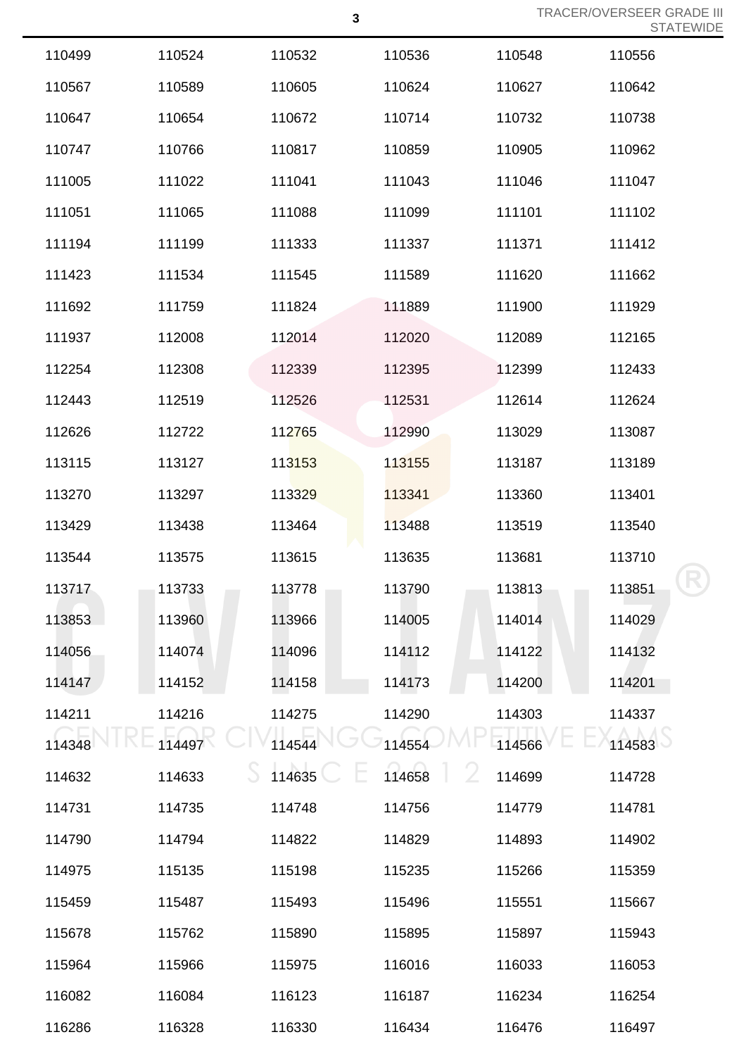| | | | | | |
|---|---|---|---|---|---|
| 110499 | 110524 | 110532 | 110536 | 110548 | 110556 |
| 110567 | 110589 | 110605 | 110624 | 110627 | 110642 |
| 110647 | 110654 | 110672 | 110714 | 110732 | 110738 |
| 110747 | 110766 | 110817 | 110859 | 110905 | 110962 |
| 111005 | 111022 | 111041 | 111043 | 111046 | 111047 |
| 111051 | 111065 | 111088 | 111099 | 111101 | 111102 |
| 111194 | 111199 | 111333 | 111337 | 111371 | 111412 |
| 111423 | 111534 | 111545 | 111589 | 111620 | 111662 |
| 111692 | 111759 | 111824 | 111889 | 111900 | 111929 |
| 111937 | 112008 | 112014 | 112020 | 112089 | 112165 |
| 112254 | 112308 | 112339 | 112395 | 112399 | 112433 |
| 112443 | 112519 | 112526 | 112531 | 112614 | 112624 |
| 112626 | 112722 | 112765 | 112990 | 113029 | 113087 |
| 113115 | 113127 | 113153 | 113155 | 113187 | 113189 |
| 113270 | 113297 | 113329 | 113341 | 113360 | 113401 |
| 113429 | 113438 | 113464 | 113488 | 113519 | 113540 |
| 113544 | 113575 | 113615 | 113635 | 113681 | 113710 |
| 113717 | 113733 | 113778 | 113790 | 113813 | 113851 |
| 113853 | 113960 | 113966 | 114005 | 114014 | 114029 |
| 114056 | 114074 | 114096 | 114112 | 114122 | 114132 |
| 114147 | 114152 | 114158 | 114173 | 114200 | 114201 |
| 114211 | 114216 | 114275 | 114290 | 114303 | 114337 |
| 114348 | 114497 | 114544 | 114554 | 114566 | 114583 |
| 114632 | 114633 | 114635 | 114658 | 114699 | 114728 |
| 114731 | 114735 | 114748 | 114756 | 114779 | 114781 |
| 114790 | 114794 | 114822 | 114829 | 114893 | 114902 |
| 114975 | 115135 | 115198 | 115235 | 115266 | 115359 |
| 115459 | 115487 | 115493 | 115496 | 115551 | 115667 |
| 115678 | 115762 | 115890 | 115895 | 115897 | 115943 |
| 115964 | 115966 | 115975 | 116016 | 116033 | 116053 |
| 116082 | 116084 | 116123 | 116187 | 116234 | 116254 |
| 116286 | 116328 | 116330 | 116434 | 116476 | 116497 |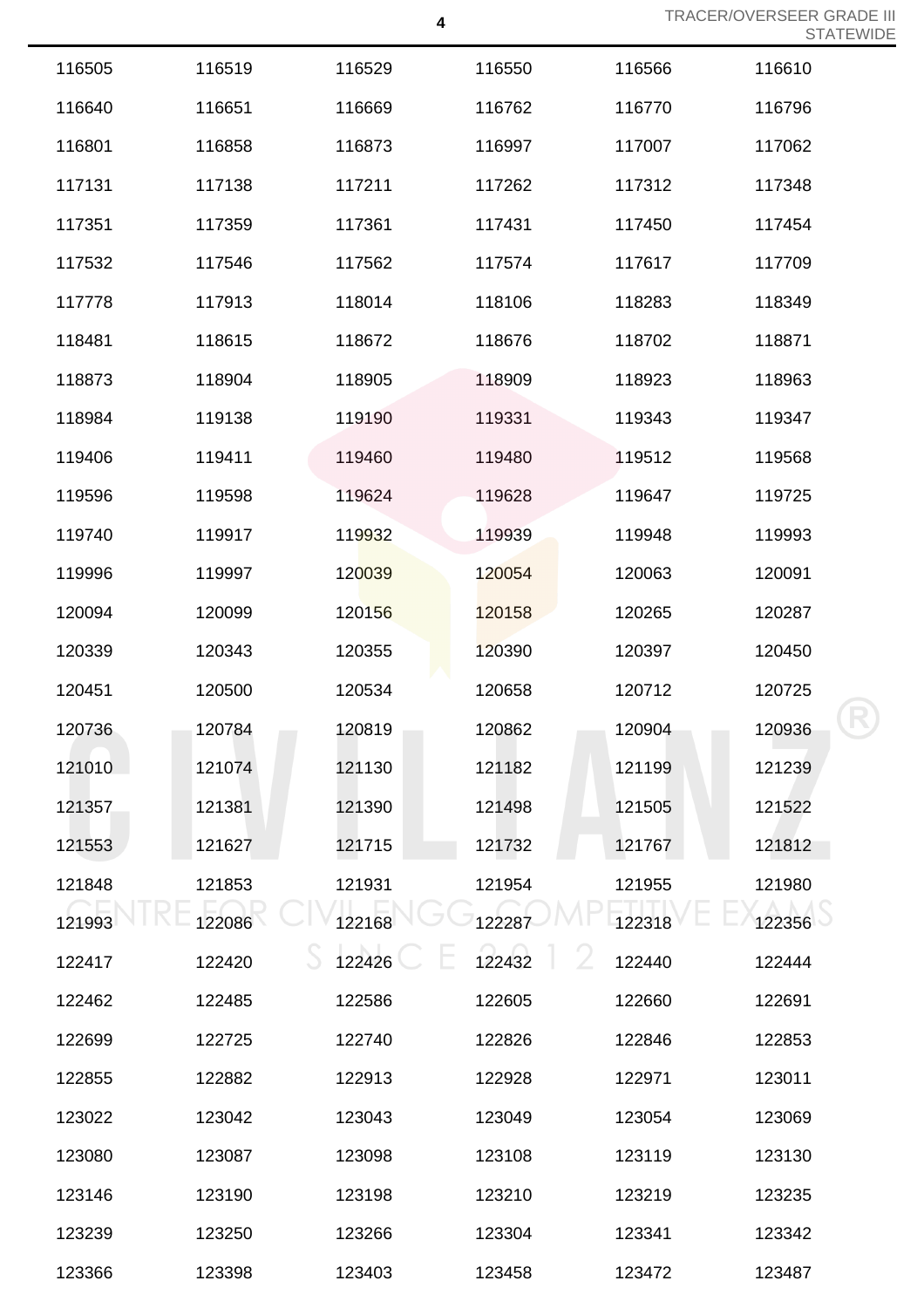| | | | | | |
|---|---|---|---|---|---|
| 116505 | 116519 | 116529 | 116550 | 116566 | 116610 |
| 116640 | 116651 | 116669 | 116762 | 116770 | 116796 |
| 116801 | 116858 | 116873 | 116997 | 117007 | 117062 |
| 117131 | 117138 | 117211 | 117262 | 117312 | 117348 |
| 117351 | 117359 | 117361 | 117431 | 117450 | 117454 |
| 117532 | 117546 | 117562 | 117574 | 117617 | 117709 |
| 117778 | 117913 | 118014 | 118106 | 118283 | 118349 |
| 118481 | 118615 | 118672 | 118676 | 118702 | 118871 |
| 118873 | 118904 | 118905 | 118909 | 118923 | 118963 |
| 118984 | 119138 | 119190 | 119331 | 119343 | 119347 |
| 119406 | 119411 | 119460 | 119480 | 119512 | 119568 |
| 119596 | 119598 | 119624 | 119628 | 119647 | 119725 |
| 119740 | 119917 | 119932 | 119939 | 119948 | 119993 |
| 119996 | 119997 | 120039 | 120054 | 120063 | 120091 |
| 120094 | 120099 | 120156 | 120158 | 120265 | 120287 |
| 120339 | 120343 | 120355 | 120390 | 120397 | 120450 |
| 120451 | 120500 | 120534 | 120658 | 120712 | 120725 |
| 120736 | 120784 | 120819 | 120862 | 120904 | 120936 |
| 121010 | 121074 | 121130 | 121182 | 121199 | 121239 |
| 121357 | 121381 | 121390 | 121498 | 121505 | 121522 |
| 121553 | 121627 | 121715 | 121732 | 121767 | 121812 |
| 121848 | 121853 | 121931 | 121954 | 121955 | 121980 |
| 121993 | 122086 | 122168 | 122287 | 122318 | 122356 |
| 122417 | 122420 | 122426 | 122432 | 122440 | 122444 |
| 122462 | 122485 | 122586 | 122605 | 122660 | 122691 |
| 122699 | 122725 | 122740 | 122826 | 122846 | 122853 |
| 122855 | 122882 | 122913 | 122928 | 122971 | 123011 |
| 123022 | 123042 | 123043 | 123049 | 123054 | 123069 |
| 123080 | 123087 | 123098 | 123108 | 123119 | 123130 |
| 123146 | 123190 | 123198 | 123210 | 123219 | 123235 |
| 123239 | 123250 | 123266 | 123304 | 123341 | 123342 |
| 123366 | 123398 | 123403 | 123458 | 123472 | 123487 |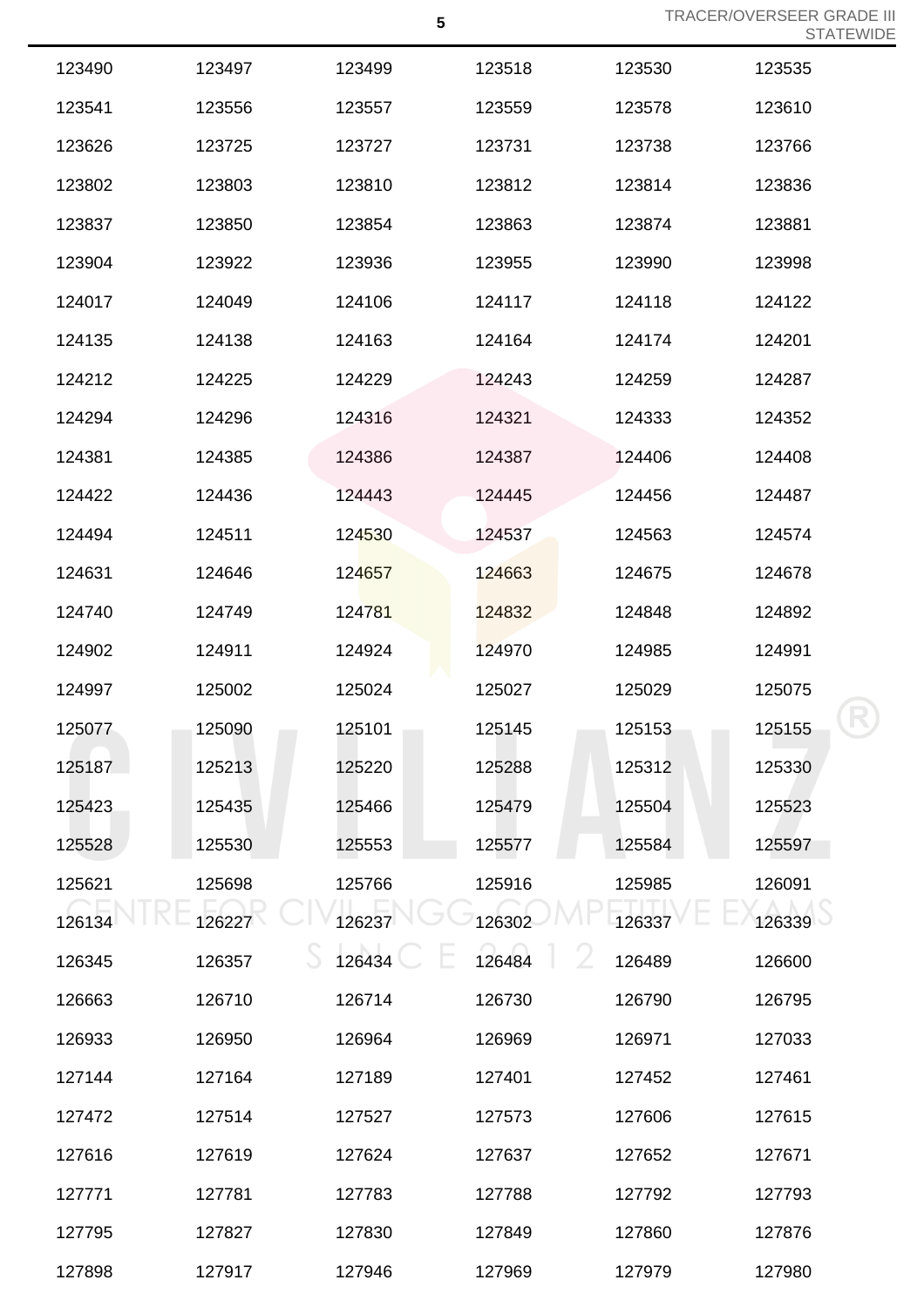| | | | | | |
|---|---|---|---|---|---|
| 123490 | 123497 | 123499 | 123518 | 123530 | 123535 |
| 123541 | 123556 | 123557 | 123559 | 123578 | 123610 |
| 123626 | 123725 | 123727 | 123731 | 123738 | 123766 |
| 123802 | 123803 | 123810 | 123812 | 123814 | 123836 |
| 123837 | 123850 | 123854 | 123863 | 123874 | 123881 |
| 123904 | 123922 | 123936 | 123955 | 123990 | 123998 |
| 124017 | 124049 | 124106 | 124117 | 124118 | 124122 |
| 124135 | 124138 | 124163 | 124164 | 124174 | 124201 |
| 124212 | 124225 | 124229 | 124243 | 124259 | 124287 |
| 124294 | 124296 | 124316 | 124321 | 124333 | 124352 |
| 124381 | 124385 | 124386 | 124387 | 124406 | 124408 |
| 124422 | 124436 | 124443 | 124445 | 124456 | 124487 |
| 124494 | 124511 | 124530 | 124537 | 124563 | 124574 |
| 124631 | 124646 | 124657 | 124663 | 124675 | 124678 |
| 124740 | 124749 | 124781 | 124832 | 124848 | 124892 |
| 124902 | 124911 | 124924 | 124970 | 124985 | 124991 |
| 124997 | 125002 | 125024 | 125027 | 125029 | 125075 |
| 125077 | 125090 | 125101 | 125145 | 125153 | 125155 |
| 125187 | 125213 | 125220 | 125288 | 125312 | 125330 |
| 125423 | 125435 | 125466 | 125479 | 125504 | 125523 |
| 125528 | 125530 | 125553 | 125577 | 125584 | 125597 |
| 125621 | 125698 | 125766 | 125916 | 125985 | 126091 |
| 126134 | 126227 | 126237 | 126302 | 126337 | 126339 |
| 126345 | 126357 | 126434 | 126484 | 126489 | 126600 |
| 126663 | 126710 | 126714 | 126730 | 126790 | 126795 |
| 126933 | 126950 | 126964 | 126969 | 126971 | 127033 |
| 127144 | 127164 | 127189 | 127401 | 127452 | 127461 |
| 127472 | 127514 | 127527 | 127573 | 127606 | 127615 |
| 127616 | 127619 | 127624 | 127637 | 127652 | 127671 |
| 127771 | 127781 | 127783 | 127788 | 127792 | 127793 |
| 127795 | 127827 | 127830 | 127849 | 127860 | 127876 |
| 127898 | 127917 | 127946 | 127969 | 127979 | 127980 |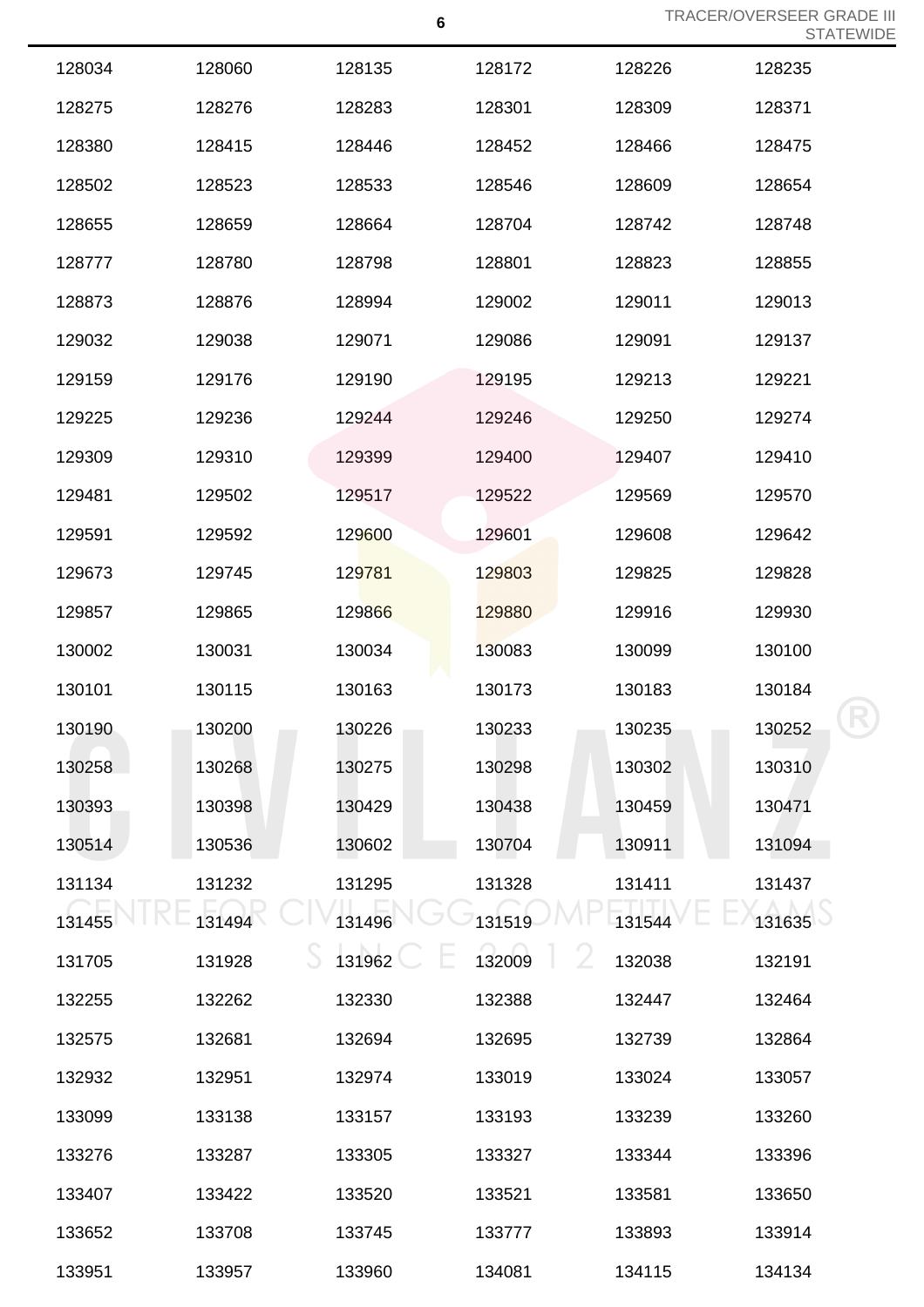| | | | | | |
|---|---|---|---|---|---|
| 128034 | 128060 | 128135 | 128172 | 128226 | 128235 |
| 128275 | 128276 | 128283 | 128301 | 128309 | 128371 |
| 128380 | 128415 | 128446 | 128452 | 128466 | 128475 |
| 128502 | 128523 | 128533 | 128546 | 128609 | 128654 |
| 128655 | 128659 | 128664 | 128704 | 128742 | 128748 |
| 128777 | 128780 | 128798 | 128801 | 128823 | 128855 |
| 128873 | 128876 | 128994 | 129002 | 129011 | 129013 |
| 129032 | 129038 | 129071 | 129086 | 129091 | 129137 |
| 129159 | 129176 | 129190 | 129195 | 129213 | 129221 |
| 129225 | 129236 | 129244 | 129246 | 129250 | 129274 |
| 129309 | 129310 | 129399 | 129400 | 129407 | 129410 |
| 129481 | 129502 | 129517 | 129522 | 129569 | 129570 |
| 129591 | 129592 | 129600 | 129601 | 129608 | 129642 |
| 129673 | 129745 | 129781 | 129803 | 129825 | 129828 |
| 129857 | 129865 | 129866 | 129880 | 129916 | 129930 |
| 130002 | 130031 | 130034 | 130083 | 130099 | 130100 |
| 130101 | 130115 | 130163 | 130173 | 130183 | 130184 |
| 130190 | 130200 | 130226 | 130233 | 130235 | 130252 |
| 130258 | 130268 | 130275 | 130298 | 130302 | 130310 |
| 130393 | 130398 | 130429 | 130438 | 130459 | 130471 |
| 130514 | 130536 | 130602 | 130704 | 130911 | 131094 |
| 131134 | 131232 | 131295 | 131328 | 131411 | 131437 |
| 131455 | 131494 | 131496 | 131519 | 131544 | 131635 |
| 131705 | 131928 | 131962 | 132009 | 132038 | 132191 |
| 132255 | 132262 | 132330 | 132388 | 132447 | 132464 |
| 132575 | 132681 | 132694 | 132695 | 132739 | 132864 |
| 132932 | 132951 | 132974 | 133019 | 133024 | 133057 |
| 133099 | 133138 | 133157 | 133193 | 133239 | 133260 |
| 133276 | 133287 | 133305 | 133327 | 133344 | 133396 |
| 133407 | 133422 | 133520 | 133521 | 133581 | 133650 |
| 133652 | 133708 | 133745 | 133777 | 133893 | 133914 |
| 133951 | 133957 | 133960 | 134081 | 134115 | 134134 |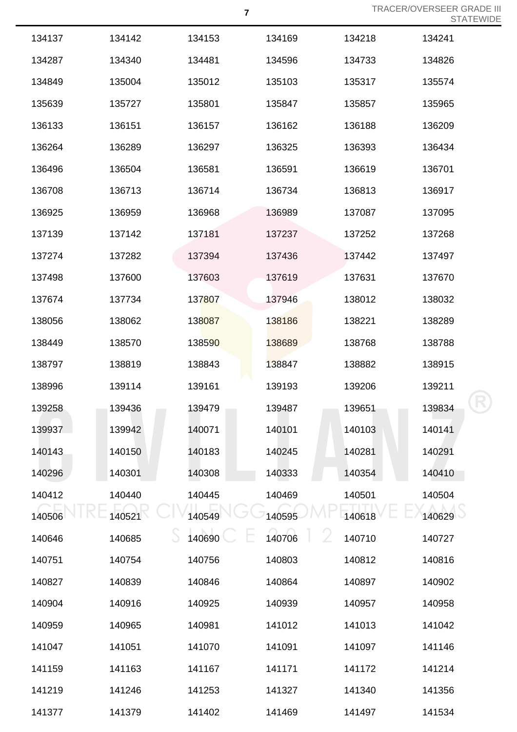| | | | | | |
|---|---|---|---|---|---|
| 134137 | 134142 | 134153 | 134169 | 134218 | 134241 |
| 134287 | 134340 | 134481 | 134596 | 134733 | 134826 |
| 134849 | 135004 | 135012 | 135103 | 135317 | 135574 |
| 135639 | 135727 | 135801 | 135847 | 135857 | 135965 |
| 136133 | 136151 | 136157 | 136162 | 136188 | 136209 |
| 136264 | 136289 | 136297 | 136325 | 136393 | 136434 |
| 136496 | 136504 | 136581 | 136591 | 136619 | 136701 |
| 136708 | 136713 | 136714 | 136734 | 136813 | 136917 |
| 136925 | 136959 | 136968 | 136989 | 137087 | 137095 |
| 137139 | 137142 | 137181 | 137237 | 137252 | 137268 |
| 137274 | 137282 | 137394 | 137436 | 137442 | 137497 |
| 137498 | 137600 | 137603 | 137619 | 137631 | 137670 |
| 137674 | 137734 | 137807 | 137946 | 138012 | 138032 |
| 138056 | 138062 | 138087 | 138186 | 138221 | 138289 |
| 138449 | 138570 | 138590 | 138689 | 138768 | 138788 |
| 138797 | 138819 | 138843 | 138847 | 138882 | 138915 |
| 138996 | 139114 | 139161 | 139193 | 139206 | 139211 |
| 139258 | 139436 | 139479 | 139487 | 139651 | 139834 |
| 139937 | 139942 | 140071 | 140101 | 140103 | 140141 |
| 140143 | 140150 | 140183 | 140245 | 140281 | 140291 |
| 140296 | 140301 | 140308 | 140333 | 140354 | 140410 |
| 140412 | 140440 | 140445 | 140469 | 140501 | 140504 |
| 140506 | 140521 | 140549 | 140595 | 140618 | 140629 |
| 140646 | 140685 | 140690 | 140706 | 140710 | 140727 |
| 140751 | 140754 | 140756 | 140803 | 140812 | 140816 |
| 140827 | 140839 | 140846 | 140864 | 140897 | 140902 |
| 140904 | 140916 | 140925 | 140939 | 140957 | 140958 |
| 140959 | 140965 | 140981 | 141012 | 141013 | 141042 |
| 141047 | 141051 | 141070 | 141091 | 141097 | 141146 |
| 141159 | 141163 | 141167 | 141171 | 141172 | 141214 |
| 141219 | 141246 | 141253 | 141327 | 141340 | 141356 |
| 141377 | 141379 | 141402 | 141469 | 141497 | 141534 |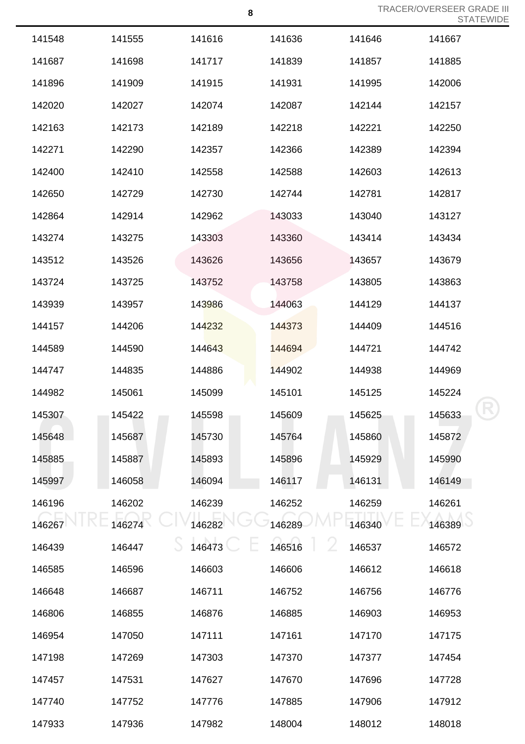| | | | | | |
|---|---|---|---|---|---|
| 141548 | 141555 | 141616 | 141636 | 141646 | 141667 |
| 141687 | 141698 | 141717 | 141839 | 141857 | 141885 |
| 141896 | 141909 | 141915 | 141931 | 141995 | 142006 |
| 142020 | 142027 | 142074 | 142087 | 142144 | 142157 |
| 142163 | 142173 | 142189 | 142218 | 142221 | 142250 |
| 142271 | 142290 | 142357 | 142366 | 142389 | 142394 |
| 142400 | 142410 | 142558 | 142588 | 142603 | 142613 |
| 142650 | 142729 | 142730 | 142744 | 142781 | 142817 |
| 142864 | 142914 | 142962 | 143033 | 143040 | 143127 |
| 143274 | 143275 | 143303 | 143360 | 143414 | 143434 |
| 143512 | 143526 | 143626 | 143656 | 143657 | 143679 |
| 143724 | 143725 | 143752 | 143758 | 143805 | 143863 |
| 143939 | 143957 | 143986 | 144063 | 144129 | 144137 |
| 144157 | 144206 | 144232 | 144373 | 144409 | 144516 |
| 144589 | 144590 | 144643 | 144694 | 144721 | 144742 |
| 144747 | 144835 | 144886 | 144902 | 144938 | 144969 |
| 144982 | 145061 | 145099 | 145101 | 145125 | 145224 |
| 145307 | 145422 | 145598 | 145609 | 145625 | 145633 |
| 145648 | 145687 | 145730 | 145764 | 145860 | 145872 |
| 145885 | 145887 | 145893 | 145896 | 145929 | 145990 |
| 145997 | 146058 | 146094 | 146117 | 146131 | 146149 |
| 146196 | 146202 | 146239 | 146252 | 146259 | 146261 |
| 146267 | 146274 | 146282 | 146289 | 146340 | 146389 |
| 146439 | 146447 | 146473 | 146516 | 146537 | 146572 |
| 146585 | 146596 | 146603 | 146606 | 146612 | 146618 |
| 146648 | 146687 | 146711 | 146752 | 146756 | 146776 |
| 146806 | 146855 | 146876 | 146885 | 146903 | 146953 |
| 146954 | 147050 | 147111 | 147161 | 147170 | 147175 |
| 147198 | 147269 | 147303 | 147370 | 147377 | 147454 |
| 147457 | 147531 | 147627 | 147670 | 147696 | 147728 |
| 147740 | 147752 | 147776 | 147885 | 147906 | 147912 |
| 147933 | 147936 | 147982 | 148004 | 148012 | 148018 |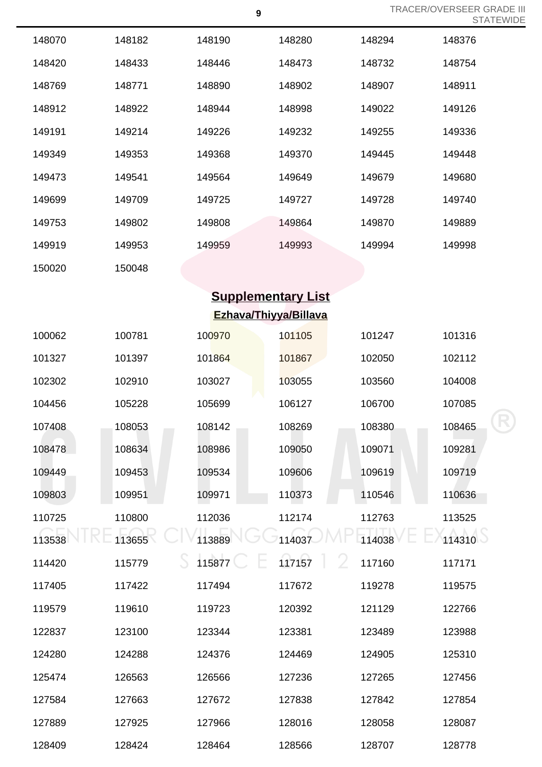| | | | | | |
|---|---|---|---|---|---|
| 148070 | 148182 | 148190 | 148280 | 148294 | 148376 |
| 148420 | 148433 | 148446 | 148473 | 148732 | 148754 |
| 148769 | 148771 | 148890 | 148902 | 148907 | 148911 |
| 148912 | 148922 | 148944 | 148998 | 149022 | 149126 |
| 149191 | 149214 | 149226 | 149232 | 149255 | 149336 |
| 149349 | 149353 | 149368 | 149370 | 149445 | 149448 |
| 149473 | 149541 | 149564 | 149649 | 149679 | 149680 |
| 149699 | 149709 | 149725 | 149727 | 149728 | 149740 |
| 149753 | 149802 | 149808 | 149864 | 149870 | 149889 |
| 149919 | 149953 | 149959 | 149993 | 149994 | 149998 |
| 150020 | 150048 | | | | |

## Supplementary List

### Ezhava/Thiyya/Billava

| | | | | | |
|---|---|---|---|---|---|
| 100062 | 100781 | 100970 | 101105 | 101247 | 101316 |
| 101327 | 101397 | 101864 | 101867 | 102050 | 102112 |
| 102302 | 102910 | 103027 | 103055 | 103560 | 104008 |
| 104456 | 105228 | 105699 | 106127 | 106700 | 107085 |
| 107408 | 108053 | 108142 | 108269 | 108380 | 108465 |
| 108478 | 108634 | 108986 | 109050 | 109071 | 109281 |
| 109449 | 109453 | 109534 | 109606 | 109619 | 109719 |
| 109803 | 109951 | 109971 | 110373 | 110546 | 110636 |
| 110725 | 110800 | 112036 | 112174 | 112763 | 113525 |
| 113538 | 113655 | 113889 | 114037 | 114038 | 114310 |
| 114420 | 115779 | 115877 | 117157 | 117160 | 117171 |
| 117405 | 117422 | 117494 | 117672 | 119278 | 119575 |
| 119579 | 119610 | 119723 | 120392 | 121129 | 122766 |
| 122837 | 123100 | 123344 | 123381 | 123489 | 123988 |
| 124280 | 124288 | 124376 | 124469 | 124905 | 125310 |
| 125474 | 126563 | 126566 | 127236 | 127265 | 127456 |
| 127584 | 127663 | 127672 | 127838 | 127842 | 127854 |
| 127889 | 127925 | 127966 | 128016 | 128058 | 128087 |
| 128409 | 128424 | 128464 | 128566 | 128707 | 128778 |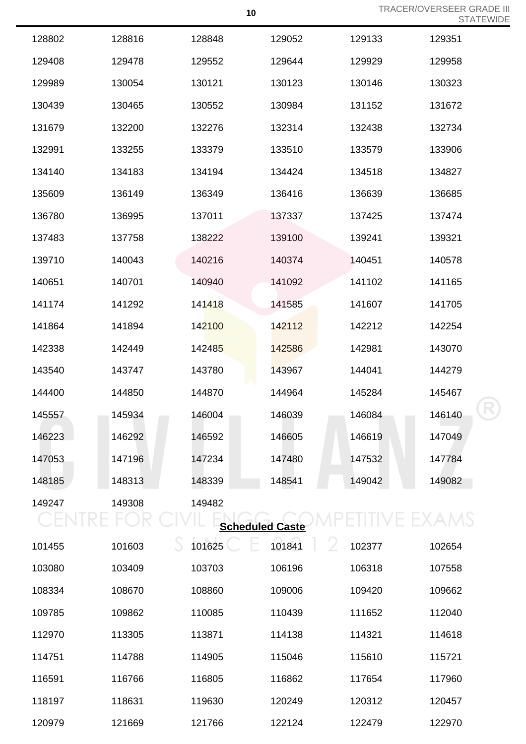| | | | | | |
|---|---|---|---|---|---|
| 128802 | 128816 | 128848 | 129052 | 129133 | 129351 |
| 129408 | 129478 | 129552 | 129644 | 129929 | 129958 |
| 129989 | 130054 | 130121 | 130123 | 130146 | 130323 |
| 130439 | 130465 | 130552 | 130984 | 131152 | 131672 |
| 131679 | 132200 | 132276 | 132314 | 132438 | 132734 |
| 132991 | 133255 | 133379 | 133510 | 133579 | 133906 |
| 134140 | 134183 | 134194 | 134424 | 134518 | 134827 |
| 135609 | 136149 | 136349 | 136416 | 136639 | 136685 |
| 136780 | 136995 | 137011 | 137337 | 137425 | 137474 |
| 137483 | 137758 | 138222 | 139100 | 139241 | 139321 |
| 139710 | 140043 | 140216 | 140374 | 140451 | 140578 |
| 140651 | 140701 | 140940 | 141092 | 141102 | 141165 |
| 141174 | 141292 | 141418 | 141585 | 141607 | 141705 |
| 141864 | 141894 | 142100 | 142112 | 142212 | 142254 |
| 142338 | 142449 | 142485 | 142586 | 142981 | 143070 |
| 143540 | 143747 | 143780 | 143967 | 144041 | 144279 |
| 144400 | 144850 | 144870 | 144964 | 145284 | 145467 |
| 145557 | 145934 | 146004 | 146039 | 146084 | 146140 |
| 146223 | 146292 | 146592 | 146605 | 146619 | 147049 |
| 147053 | 147196 | 147234 | 147480 | 147532 | 147784 |
| 148185 | 148313 | 148339 | 148541 | 149042 | 149082 |
| 149247 | 149308 | 149482 | | | |

**Scheduled Caste**

| | | | | | |
|---|---|---|---|---|---|
| 101455 | 101603 | 101625 | 101841 | 102377 | 102654 |
| 103080 | 103409 | 103703 | 106196 | 106318 | 107558 |
| 108334 | 108670 | 108860 | 109006 | 109420 | 109662 |
| 109785 | 109862 | 110085 | 110439 | 111652 | 112040 |
| 112970 | 113305 | 113871 | 114138 | 114321 | 114618 |
| 114751 | 114788 | 114905 | 115046 | 115610 | 115721 |
| 116591 | 116766 | 116805 | 116862 | 117654 | 117960 |
| 118197 | 118631 | 119630 | 120249 | 120312 | 120457 |
| 120979 | 121669 | 121766 | 122124 | 122479 | 122970 |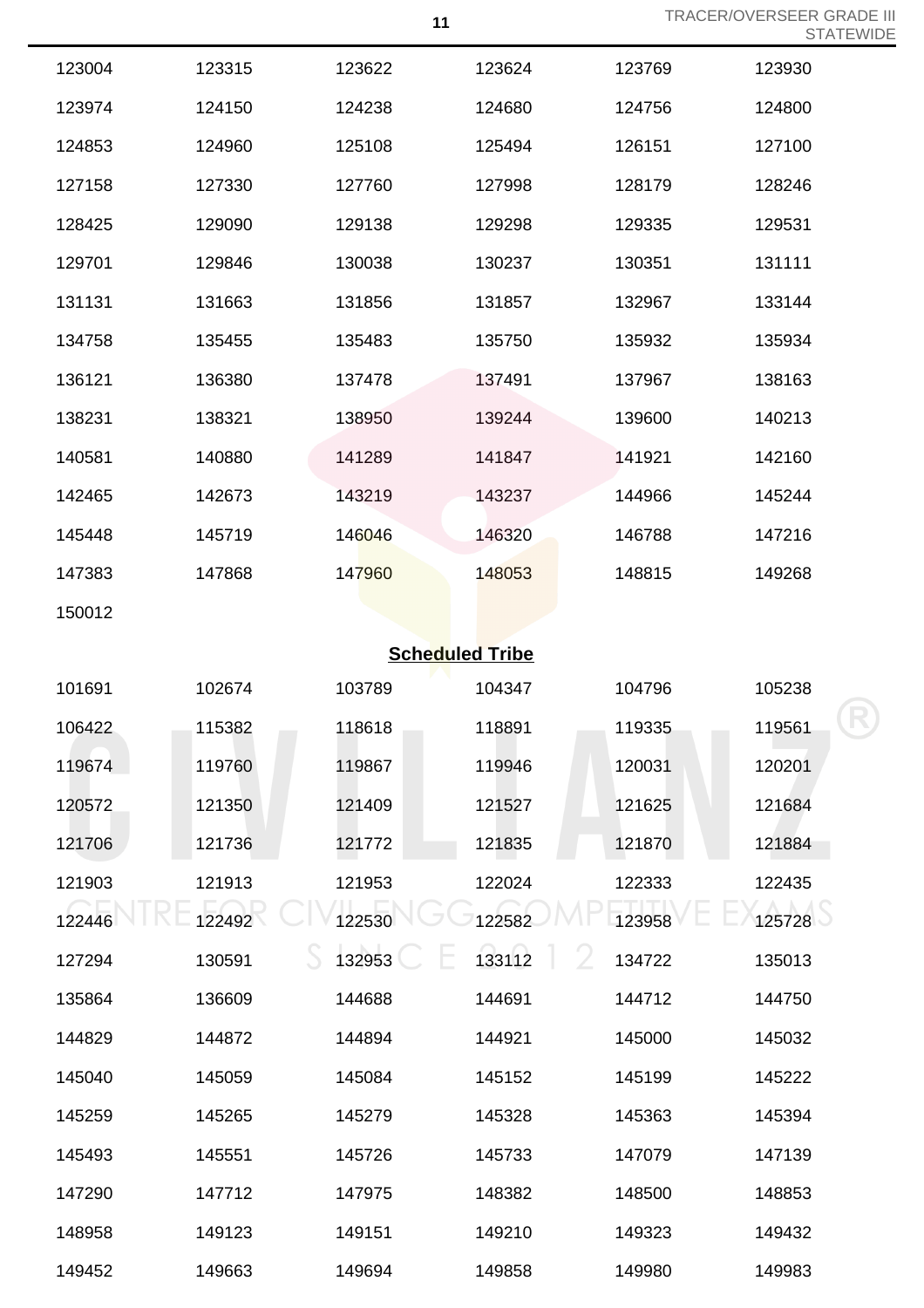| | | | | | |
|---|---|---|---|---|---|
| 123004 | 123315 | 123622 | 123624 | 123769 | 123930 |
| 123974 | 124150 | 124238 | 124680 | 124756 | 124800 |
| 124853 | 124960 | 125108 | 125494 | 126151 | 127100 |
| 127158 | 127330 | 127760 | 127998 | 128179 | 128246 |
| 128425 | 129090 | 129138 | 129298 | 129335 | 129531 |
| 129701 | 129846 | 130038 | 130237 | 130351 | 131111 |
| 131131 | 131663 | 131856 | 131857 | 132967 | 133144 |
| 134758 | 135455 | 135483 | 135750 | 135932 | 135934 |
| 136121 | 136380 | 137478 | 137491 | 137967 | 138163 |
| 138231 | 138321 | 138950 | 139244 | 139600 | 140213 |
| 140581 | 140880 | 141289 | 141847 | 141921 | 142160 |
| 142465 | 142673 | 143219 | 143237 | 144966 | 145244 |
| 145448 | 145719 | 146046 | 146320 | 146788 | 147216 |
| 147383 | 147868 | 147960 | 148053 | 148815 | 149268 |
| 150012 | | | | | |

## Scheduled Tribe

| | | | | | |
|---|---|---|---|---|---|
| 101691 | 102674 | 103789 | 104347 | 104796 | 105238 |
| 106422 | 115382 | 118618 | 118891 | 119335 | 119561 |
| 119674 | 119760 | 119867 | 119946 | 120031 | 120201 |
| 120572 | 121350 | 121409 | 121527 | 121625 | 121684 |
| 121706 | 121736 | 121772 | 121835 | 121870 | 121884 |
| 121903 | 121913 | 121953 | 122024 | 122333 | 122435 |
| 122446 | 122492 | 122530 | 122582 | 123958 | 125728 |
| 127294 | 130591 | 132953 | 133112 | 134722 | 135013 |
| 135864 | 136609 | 144688 | 144691 | 144712 | 144750 |
| 144829 | 144872 | 144894 | 144921 | 145000 | 145032 |
| 145040 | 145059 | 145084 | 145152 | 145199 | 145222 |
| 145259 | 145265 | 145279 | 145328 | 145363 | 145394 |
| 145493 | 145551 | 145726 | 145733 | 147079 | 147139 |
| 147290 | 147712 | 147975 | 148382 | 148500 | 148853 |
| 148958 | 149123 | 149151 | 149210 | 149323 | 149432 |
| 149452 | 149663 | 149694 | 149858 | 149980 | 149983 |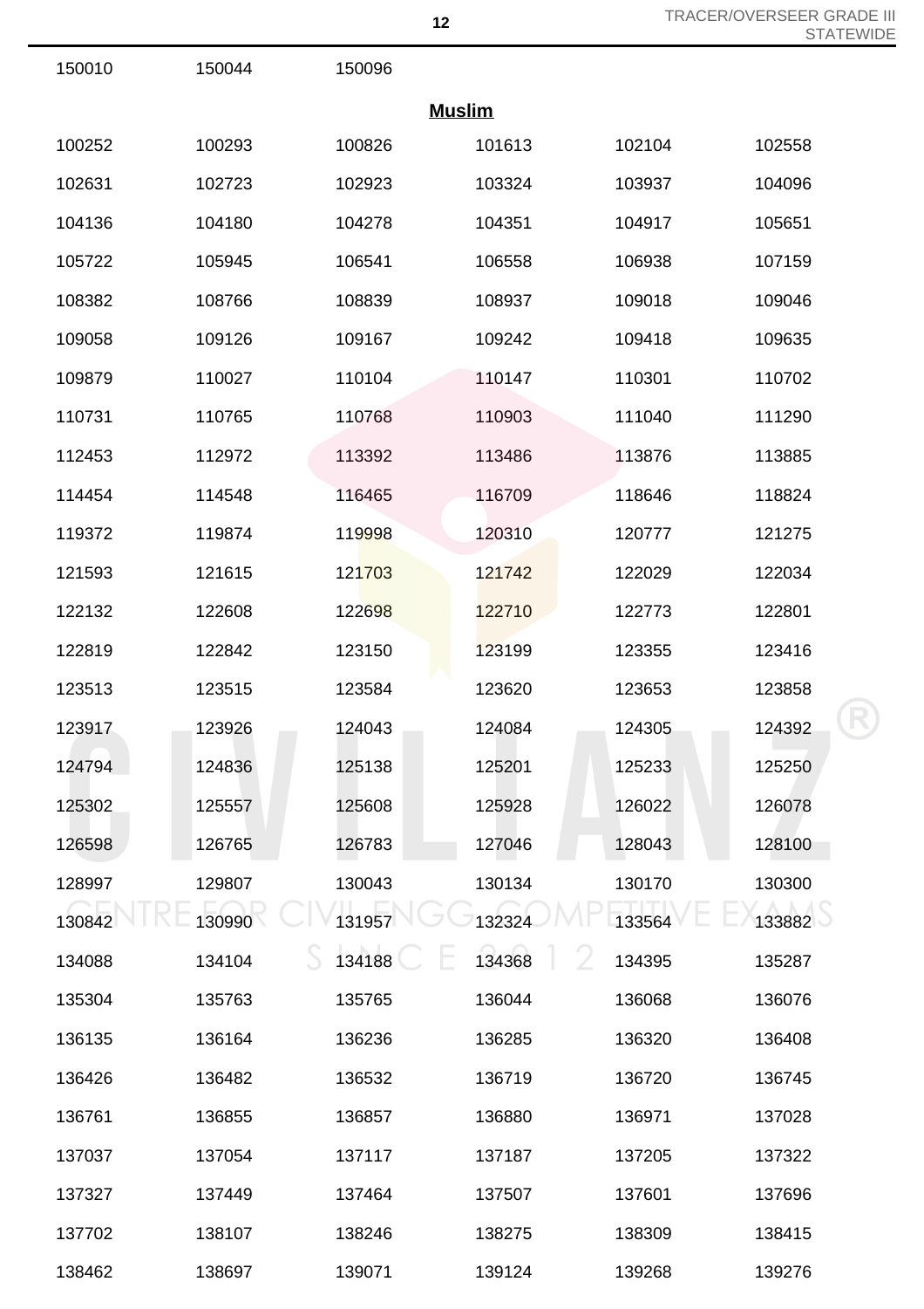| | | | | | |
|---|---|---|---|---|---|
| 150010 | 150044 | 150096 | | | |

## Muslim

| | | | | | |
|---|---|---|---|---|---|
| 100252 | 100293 | 100826 | 101613 | 102104 | 102558 |
| 102631 | 102723 | 102923 | 103324 | 103937 | 104096 |
| 104136 | 104180 | 104278 | 104351 | 104917 | 105651 |
| 105722 | 105945 | 106541 | 106558 | 106938 | 107159 |
| 108382 | 108766 | 108839 | 108937 | 109018 | 109046 |
| 109058 | 109126 | 109167 | 109242 | 109418 | 109635 |
| 109879 | 110027 | 110104 | 110147 | 110301 | 110702 |
| 110731 | 110765 | 110768 | 110903 | 111040 | 111290 |
| 112453 | 112972 | 113392 | 113486 | 113876 | 113885 |
| 114454 | 114548 | 116465 | 116709 | 118646 | 118824 |
| 119372 | 119874 | 119998 | 120310 | 120777 | 121275 |
| 121593 | 121615 | 121703 | 121742 | 122029 | 122034 |
| 122132 | 122608 | 122698 | 122710 | 122773 | 122801 |
| 122819 | 122842 | 123150 | 123199 | 123355 | 123416 |
| 123513 | 123515 | 123584 | 123620 | 123653 | 123858 |
| 123917 | 123926 | 124043 | 124084 | 124305 | 124392 |
| 124794 | 124836 | 125138 | 125201 | 125233 | 125250 |
| 125302 | 125557 | 125608 | 125928 | 126022 | 126078 |
| 126598 | 126765 | 126783 | 127046 | 128043 | 128100 |
| 128997 | 129807 | 130043 | 130134 | 130170 | 130300 |
| 130842 | 130990 | 131957 | 132324 | 133564 | 133882 |
| 134088 | 134104 | 134188 | 134368 | 134395 | 135287 |
| 135304 | 135763 | 135765 | 136044 | 136068 | 136076 |
| 136135 | 136164 | 136236 | 136285 | 136320 | 136408 |
| 136426 | 136482 | 136532 | 136719 | 136720 | 136745 |
| 136761 | 136855 | 136857 | 136880 | 136971 | 137028 |
| 137037 | 137054 | 137117 | 137187 | 137205 | 137322 |
| 137327 | 137449 | 137464 | 137507 | 137601 | 137696 |
| 137702 | 138107 | 138246 | 138275 | 138309 | 138415 |
| 138462 | 138697 | 139071 | 139124 | 139268 | 139276 |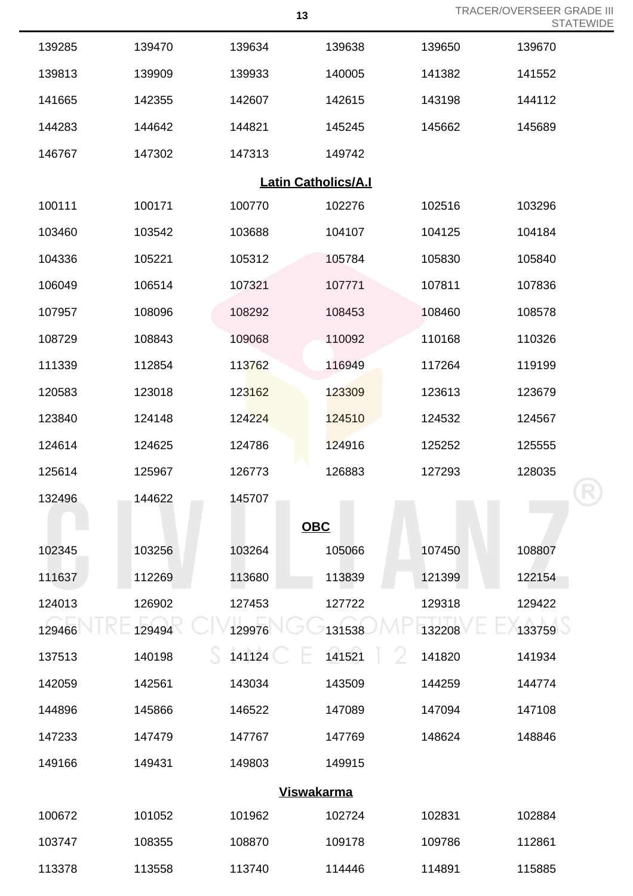| | | | | | |
|---|---|---|---|---|---|
| 139285 | 139470 | 139634 | 139638 | 139650 | 139670 |
| 139813 | 139909 | 139933 | 140005 | 141382 | 141552 |
| 141665 | 142355 | 142607 | 142615 | 143198 | 144112 |
| 144283 | 144642 | 144821 | 145245 | 145662 | 145689 |
| 146767 | 147302 | 147313 | 149742 | | |

## Latin Catholics/A.I

| | | | | | |
|---|---|---|---|---|---|
| 100111 | 100171 | 100770 | 102276 | 102516 | 103296 |
| 103460 | 103542 | 103688 | 104107 | 104125 | 104184 |
| 104336 | 105221 | 105312 | 105784 | 105830 | 105840 |
| 106049 | 106514 | 107321 | 107771 | 107811 | 107836 |
| 107957 | 108096 | 108292 | 108453 | 108460 | 108578 |
| 108729 | 108843 | 109068 | 110092 | 110168 | 110326 |
| 111339 | 112854 | 113762 | 116949 | 117264 | 119199 |
| 120583 | 123018 | 123162 | 123309 | 123613 | 123679 |
| 123840 | 124148 | 124224 | 124510 | 124532 | 124567 |
| 124614 | 124625 | 124786 | 124916 | 125252 | 125555 |
| 125614 | 125967 | 126773 | 126883 | 127293 | 128035 |
| 132496 | 144622 | 145707 | | | |

## OBC

| | | | | | |
|---|---|---|---|---|---|
| 102345 | 103256 | 103264 | 105066 | 107450 | 108807 |
| 111637 | 112269 | 113680 | 113839 | 121399 | 122154 |
| 124013 | 126902 | 127453 | 127722 | 129318 | 129422 |
| 129466 | 129494 | 129976 | 131538 | 132208 | 133759 |
| 137513 | 140198 | 141124 | 141521 | 141820 | 141934 |
| 142059 | 142561 | 143034 | 143509 | 144259 | 144774 |
| 144896 | 145866 | 146522 | 147089 | 147094 | 147108 |
| 147233 | 147479 | 147767 | 147769 | 148624 | 148846 |
| 149166 | 149431 | 149803 | 149915 | | |

## Viswakarma

| | | | | | |
|---|---|---|---|---|---|
| 100672 | 101052 | 101962 | 102724 | 102831 | 102884 |
| 103747 | 108355 | 108870 | 109178 | 109786 | 112861 |
| 113378 | 113558 | 113740 | 114446 | 114891 | 115885 |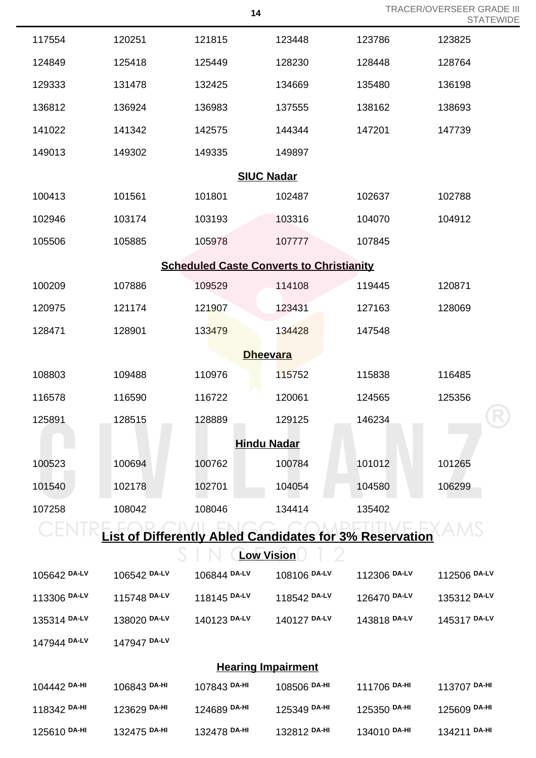| | | | | | |
|---|---|---|---|---|---|
| 117554 | 120251 | 121815 | 123448 | 123786 | 123825 |
| 124849 | 125418 | 125449 | 128230 | 128448 | 128764 |
| 129333 | 131478 | 132425 | 134669 | 135480 | 136198 |
| 136812 | 136924 | 136983 | 137555 | 138162 | 138693 |
| 141022 | 141342 | 142575 | 144344 | 147201 | 147739 |
| 149013 | 149302 | 149335 | 149897 | | |

### SIUC Nadar

| | | | | | |
|---|---|---|---|---|---|
| 100413 | 101561 | 101801 | 102487 | 102637 | 102788 |
| 102946 | 103174 | 103193 | 103316 | 104070 | 104912 |
| 105506 | 105885 | 105978 | 107777 | 107845 | |

### Scheduled Caste Converts to Christianity

| | | | | | |
|---|---|---|---|---|---|
| 100209 | 107886 | 109529 | 114108 | 119445 | 120871 |
| 120975 | 121174 | 121907 | 123431 | 127163 | 128069 |
| 128471 | 128901 | 133479 | 134428 | 147548 | |

### Dheevara

| | | | | | |
|---|---|---|---|---|---|
| 108803 | 109488 | 110976 | 115752 | 115838 | 116485 |
| 116578 | 116590 | 116722 | 120061 | 124565 | 125356 |
| 125891 | 128515 | 128889 | 129125 | 146234 | |

### Hindu Nadar

| | | | | | |
|---|---|---|---|---|---|
| 100523 | 100694 | 100762 | 100784 | 101012 | 101265 |
| 101540 | 102178 | 102701 | 104054 | 104580 | 106299 |
| 107258 | 108042 | 108046 | 134414 | 135402 | |

## List of Differently Abled Candidates for 3% Reservation

### Low Vision

| | | | | | |
|---|---|---|---|---|---|
| 105642 DA-LV | 106542 DA-LV | 106844 DA-LV | 108106 DA-LV | 112306 DA-LV | 112506 DA-LV |
| 113306 DA-LV | 115748 DA-LV | 118145 DA-LV | 118542 DA-LV | 126470 DA-LV | 135312 DA-LV |
| 135314 DA-LV | 138020 DA-LV | 140123 DA-LV | 140127 DA-LV | 143818 DA-LV | 145317 DA-LV |
| 147944 DA-LV | 147947 DA-LV | | | | |

### Hearing Impairment

| | | | | | |
|---|---|---|---|---|---|
| 104442 DA-HI | 106843 DA-HI | 107843 DA-HI | 108506 DA-HI | 111706 DA-HI | 113707 DA-HI |
| 118342 DA-HI | 123629 DA-HI | 124689 DA-HI | 125349 DA-HI | 125350 DA-HI | 125609 DA-HI |
| 125610 DA-HI | 132475 DA-HI | 132478 DA-HI | 132812 DA-HI | 134010 DA-HI | 134211 DA-HI |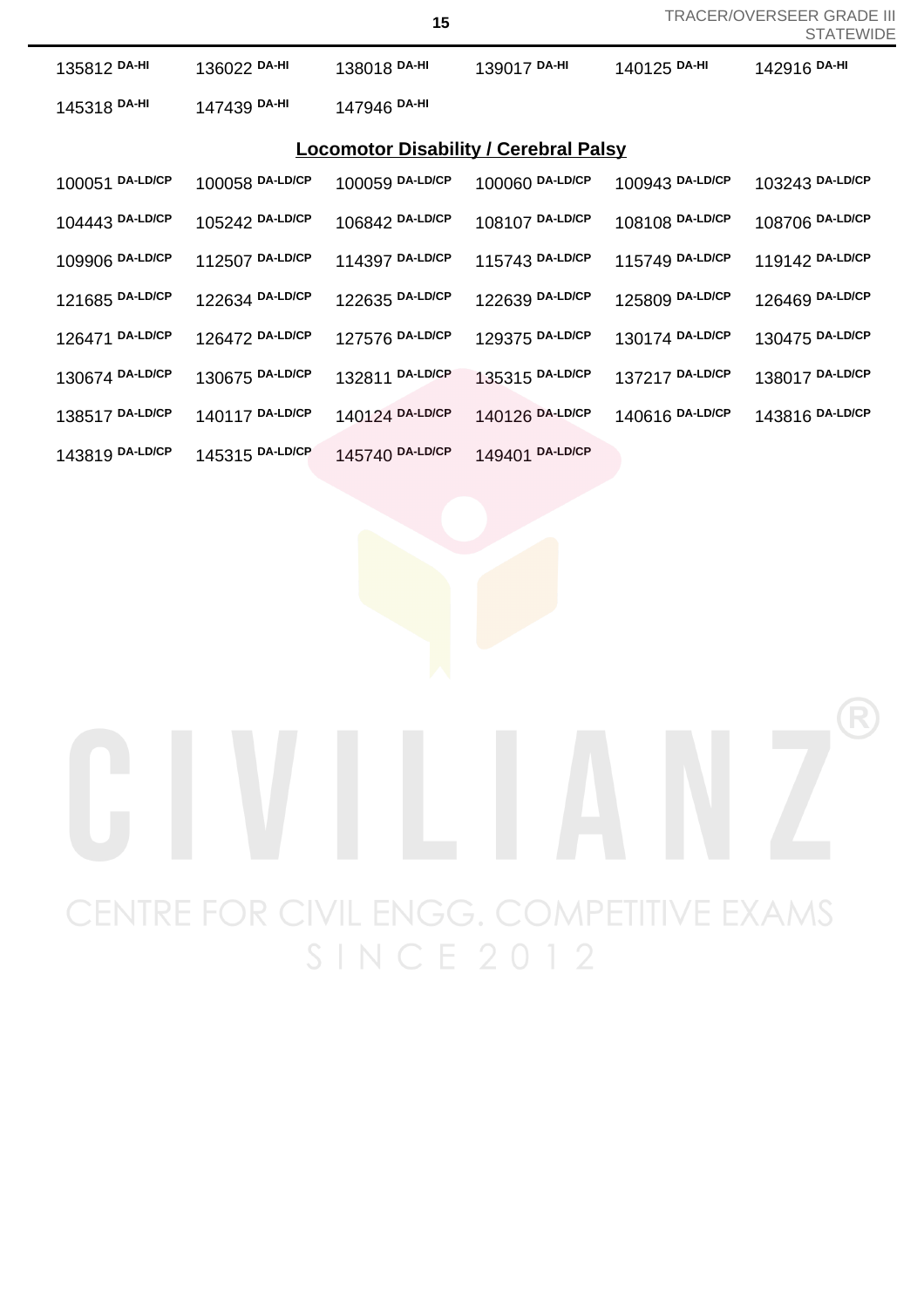135812 DA-HI  136022 DA-HI  138018 DA-HI  139017 DA-HI  140125 DA-HI  142916 DA-HI

145318 DA-HI  147439 DA-HI  147946 DA-HI

## Locomotor Disability / Cerebral Palsy

100051 DA-LD/CP  100058 DA-LD/CP  100059 DA-LD/CP  100060 DA-LD/CP  100943 DA-LD/CP  103243 DA-LD/CP

104443 DA-LD/CP  105242 DA-LD/CP  106842 DA-LD/CP  108107 DA-LD/CP  108108 DA-LD/CP  108706 DA-LD/CP

109906 DA-LD/CP  112507 DA-LD/CP  114397 DA-LD/CP  115743 DA-LD/CP  115749 DA-LD/CP  119142 DA-LD/CP

121685 DA-LD/CP  122634 DA-LD/CP  122635 DA-LD/CP  122639 DA-LD/CP  125809 DA-LD/CP  126469 DA-LD/CP

126471 DA-LD/CP  126472 DA-LD/CP  127576 DA-LD/CP  129375 DA-LD/CP  130174 DA-LD/CP  130475 DA-LD/CP

130674 DA-LD/CP  130675 DA-LD/CP  132811 DA-LD/CP  135315 DA-LD/CP  137217 DA-LD/CP  138017 DA-LD/CP

138517 DA-LD/CP  140117 DA-LD/CP  140124 DA-LD/CP  140126 DA-LD/CP  140616 DA-LD/CP  143816 DA-LD/CP

143819 DA-LD/CP  145315 DA-LD/CP  145740 DA-LD/CP  149401 DA-LD/CP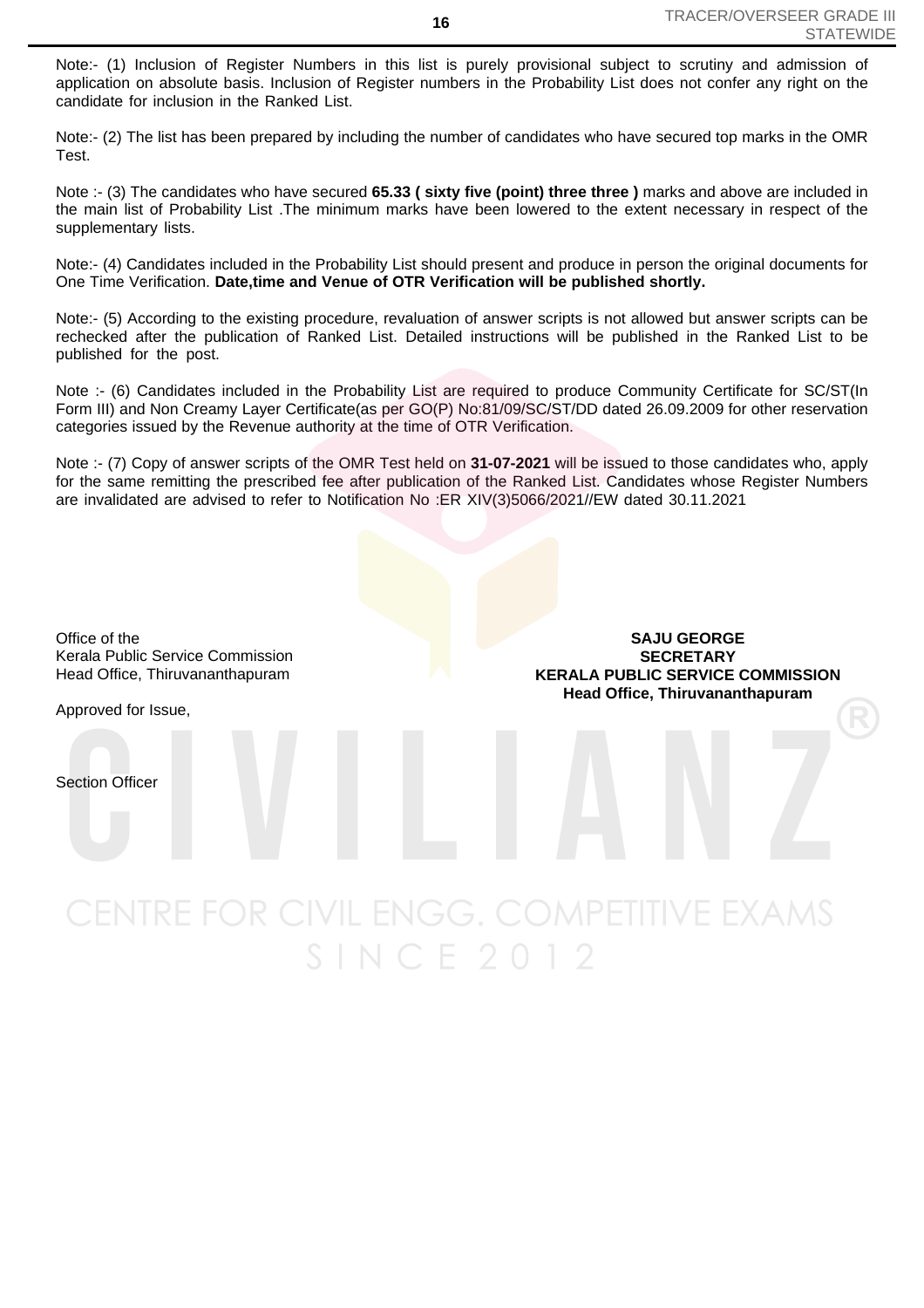Note:- (1) Inclusion of Register Numbers in this list is purely provisional subject to scrutiny and admission of application on absolute basis. Inclusion of Register numbers in the Probability List does not confer any right on the candidate for inclusion in the Ranked List.

Note:- (2) The list has been prepared by including the number of candidates who have secured top marks in the OMR Test.

Note :- (3) The candidates who have secured **65.33 ( sixty five (point) three three )** marks and above are included in the main list of Probability List .The minimum marks have been lowered to the extent necessary in respect of the supplementary lists.

Note:- (4) Candidates included in the Probability List should present and produce in person the original documents for One Time Verification. **Date,time and Venue of OTR Verification will be published shortly.**

Note:- (5) According to the existing procedure, revaluation of answer scripts is not allowed but answer scripts can be rechecked after the publication of Ranked List. Detailed instructions will be published in the Ranked List to be published for the post.

Note :- (6) Candidates included in the Probability List are required to produce Community Certificate for SC/ST(In Form III) and Non Creamy Layer Certificate(as per GO(P) No:81/09/SC/ST/DD dated 26.09.2009 for other reservation categories issued by the Revenue authority at the time of OTR Verification.

Note :- (7) Copy of answer scripts of the OMR Test held on **31-07-2021** will be issued to those candidates who, apply for the same remitting the prescribed fee after publication of the Ranked List. Candidates whose Register Numbers are invalidated are advised to refer to Notification No :ER XIV(3)5066/2021//EW dated 30.11.2021

Office of the
Kerala Public Service Commission
Head Office, Thiruvananthapuram

**SAJU GEORGE**
**SECRETARY**
**KERALA PUBLIC SERVICE COMMISSION**
**Head Office, Thiruvananthapuram**

Approved for Issue,

Section Officer